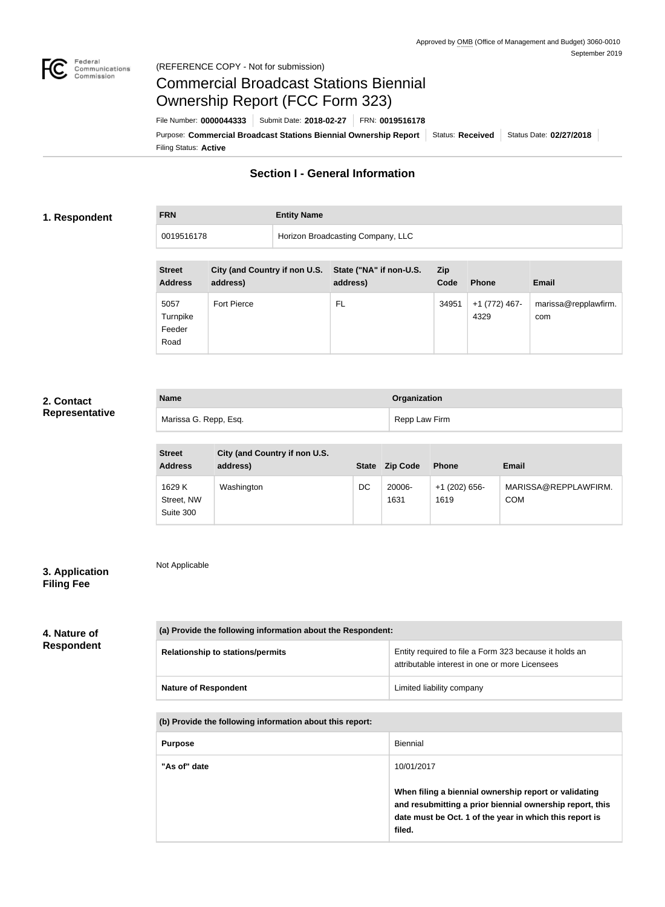Approved by OMB (Office of Management and Budget) 3060-0010
September 2019

(REFERENCE COPY - Not for submission)

# Commercial Broadcast Stations Biennial Ownership Report (FCC Form 323)

File Number: **0000044333** | Submit Date: **2018-02-27** | FRN: **0019516178**

Purpose: **Commercial Broadcast Stations Biennial Ownership Report** | Status: **Received** | Status Date: **02/27/2018**

Filing Status: **Active**

## Section I - General Information

### 1. Respondent

| FRN | Entity Name |
|---|---|
| 0019516178 | Horizon Broadcasting Company, LLC |

| Street Address | City (and Country if non U.S. address) | State ("NA" if non-U.S. address) | Zip Code | Phone | Email |
|---|---|---|---|---|---|
| 5057 Turnpike Feeder Road | Fort Pierce | FL | 34951 | +1 (772) 467-4329 | marissa@repplawfirm.com |

### 2. Contact Representative

| Name | Organization |
|---|---|
| Marissa G. Repp, Esq. | Repp Law Firm |

| Street Address | City (and Country if non U.S. address) | State | Zip Code | Phone | Email |
|---|---|---|---|---|---|
| 1629 K Street, NW Suite 300 | Washington | DC | 20006-1631 | +1 (202) 656-1619 | MARISSA@REPPLAWFIRM.COM |

### 3. Application Filing Fee

Not Applicable

### 4. Nature of Respondent

| (a) Provide the following information about the Respondent: | |
|---|---|
| **Relationship to stations/permits** | Entity required to file a Form 323 because it holds an attributable interest in one or more Licensees |
| **Nature of Respondent** | Limited liability company |

| (b) Provide the following information about this report: | |
|---|---|
| **Purpose** | Biennial |
| **"As of" date** | 10/01/2017<br><br>**When filing a biennial ownership report or validating and resubmitting a prior biennial ownership report, this date must be Oct. 1 of the year in which this report is filed.** |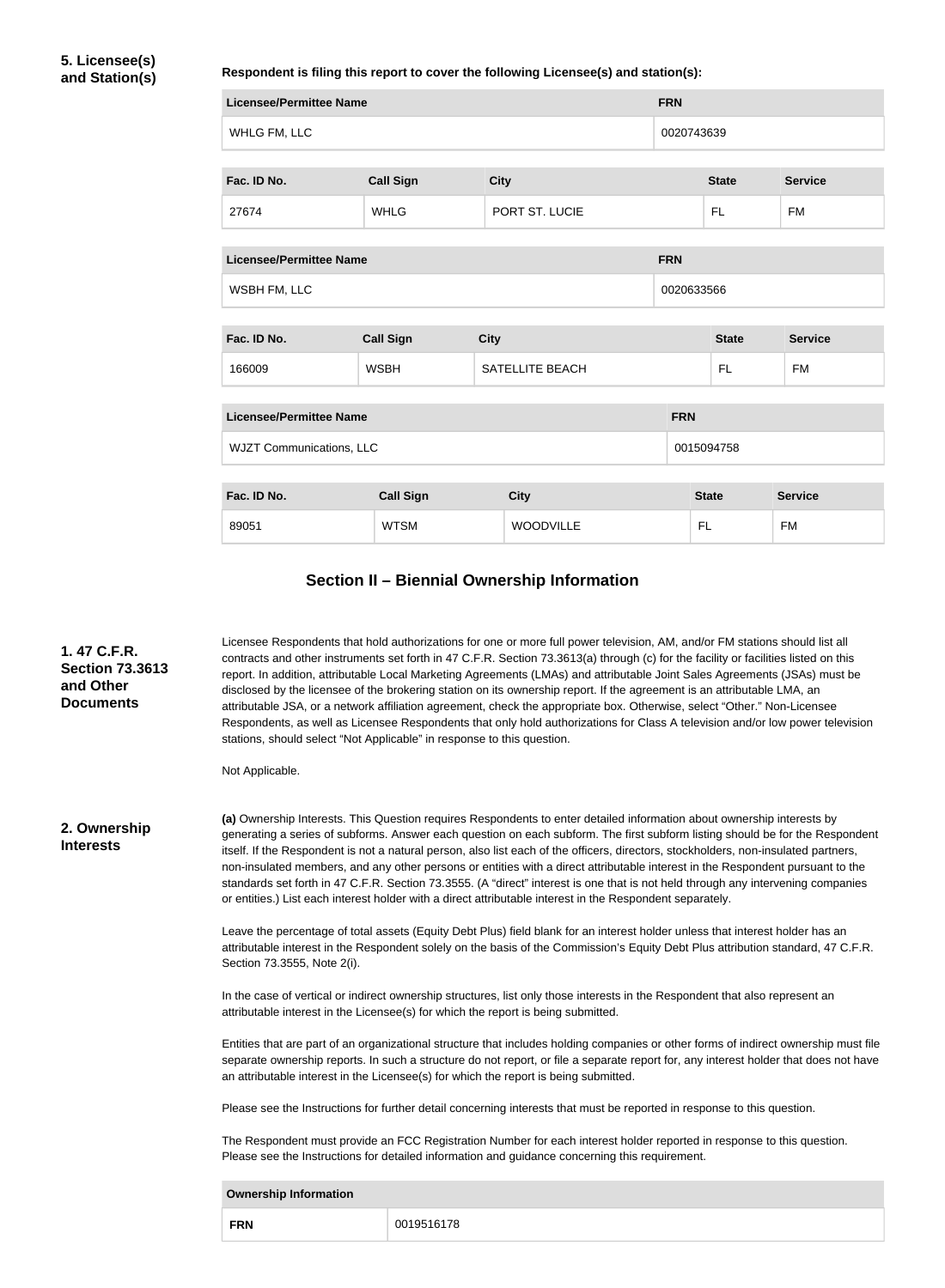**5. Licensee(s) and Station(s)**

**Respondent is filing this report to cover the following Licensee(s) and station(s):**

| Licensee/Permittee Name | FRN |
| --- | --- |
| WHLG FM, LLC | 0020743639 |

| Fac. ID No. | Call Sign | City | State | Service |
| --- | --- | --- | --- | --- |
| 27674 | WHLG | PORT ST. LUCIE | FL | FM |

| Licensee/Permittee Name | FRN |
| --- | --- |
| WSBH FM, LLC | 0020633566 |

| Fac. ID No. | Call Sign | City | State | Service |
| --- | --- | --- | --- | --- |
| 166009 | WSBH | SATELLITE BEACH | FL | FM |

| Licensee/Permittee Name | FRN |
| --- | --- |
| WJZT Communications, LLC | 0015094758 |

| Fac. ID No. | Call Sign | City | State | Service |
| --- | --- | --- | --- | --- |
| 89051 | WTSM | WOODVILLE | FL | FM |

## Section II – Biennial Ownership Information

**1. 47 C.F.R. Section 73.3613 and Other Documents**

Licensee Respondents that hold authorizations for one or more full power television, AM, and/or FM stations should list all contracts and other instruments set forth in 47 C.F.R. Section 73.3613(a) through (c) for the facility or facilities listed on this report. In addition, attributable Local Marketing Agreements (LMAs) and attributable Joint Sales Agreements (JSAs) must be disclosed by the licensee of the brokering station on its ownership report. If the agreement is an attributable LMA, an attributable JSA, or a network affiliation agreement, check the appropriate box. Otherwise, select "Other." Non-Licensee Respondents, as well as Licensee Respondents that only hold authorizations for Class A television and/or low power television stations, should select "Not Applicable" in response to this question.

Not Applicable.

**2. Ownership Interests**

**(a)** Ownership Interests. This Question requires Respondents to enter detailed information about ownership interests by generating a series of subforms. Answer each question on each subform. The first subform listing should be for the Respondent itself. If the Respondent is not a natural person, also list each of the officers, directors, stockholders, non-insulated partners, non-insulated members, and any other persons or entities with a direct attributable interest in the Respondent pursuant to the standards set forth in 47 C.F.R. Section 73.3555. (A "direct" interest is one that is not held through any intervening companies or entities.) List each interest holder with a direct attributable interest in the Respondent separately.

Leave the percentage of total assets (Equity Debt Plus) field blank for an interest holder unless that interest holder has an attributable interest in the Respondent solely on the basis of the Commission's Equity Debt Plus attribution standard, 47 C.F.R. Section 73.3555, Note 2(i).

In the case of vertical or indirect ownership structures, list only those interests in the Respondent that also represent an attributable interest in the Licensee(s) for which the report is being submitted.

Entities that are part of an organizational structure that includes holding companies or other forms of indirect ownership must file separate ownership reports. In such a structure do not report, or file a separate report for, any interest holder that does not have an attributable interest in the Licensee(s) for which the report is being submitted.

Please see the Instructions for further detail concerning interests that must be reported in response to this question.

The Respondent must provide an FCC Registration Number for each interest holder reported in response to this question. Please see the Instructions for detailed information and guidance concerning this requirement.

| Ownership Information | |
| --- | --- |
| **FRN** | 0019516178 |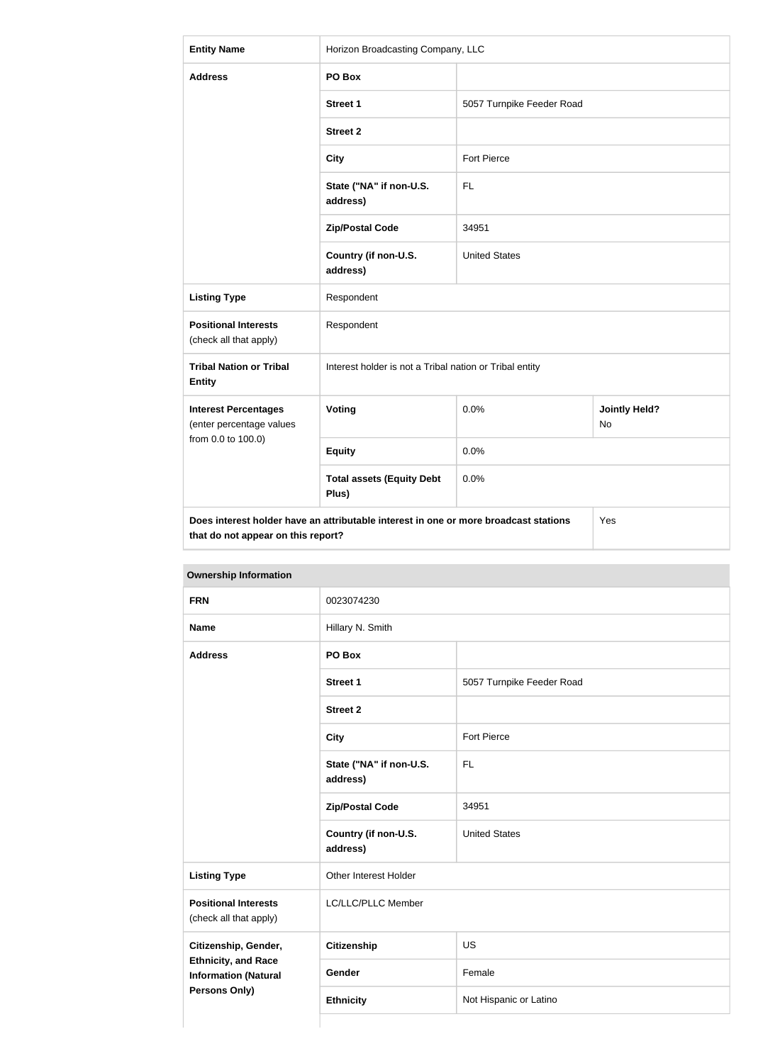| Entity Name | Horizon Broadcasting Company, LLC | | |
|---|---|---|---|
| Address | PO Box | | |
| | Street 1 | 5057 Turnpike Feeder Road | |
| | Street 2 | | |
| | City | Fort Pierce | |
| | State ("NA" if non-U.S. address) | FL | |
| | Zip/Postal Code | 34951 | |
| | Country (if non-U.S. address) | United States | |
| Listing Type | Respondent | | |
| Positional Interests (check all that apply) | Respondent | | |
| Tribal Nation or Tribal Entity | Interest holder is not a Tribal nation or Tribal entity | | |
| Interest Percentages (enter percentage values from 0.0 to 100.0) | Voting | 0.0% | Jointly Held? No |
| | Equity | 0.0% | |
| | Total assets (Equity Debt Plus) | 0.0% | |
| Does interest holder have an attributable interest in one or more broadcast stations that do not appear on this report? | | | Yes |

| Ownership Information | | |
|---|---|---|
| FRN | 0023074230 | |
| Name | Hillary N. Smith | |
| Address | PO Box | |
| | Street 1 | 5057 Turnpike Feeder Road |
| | Street 2 | |
| | City | Fort Pierce |
| | State ("NA" if non-U.S. address) | FL |
| | Zip/Postal Code | 34951 |
| | Country (if non-U.S. address) | United States |
| Listing Type | Other Interest Holder | |
| Positional Interests (check all that apply) | LC/LLC/PLLC Member | |
| Citizenship, Gender, Ethnicity, and Race Information (Natural Persons Only) | Citizenship | US |
| | Gender | Female |
| | Ethnicity | Not Hispanic or Latino |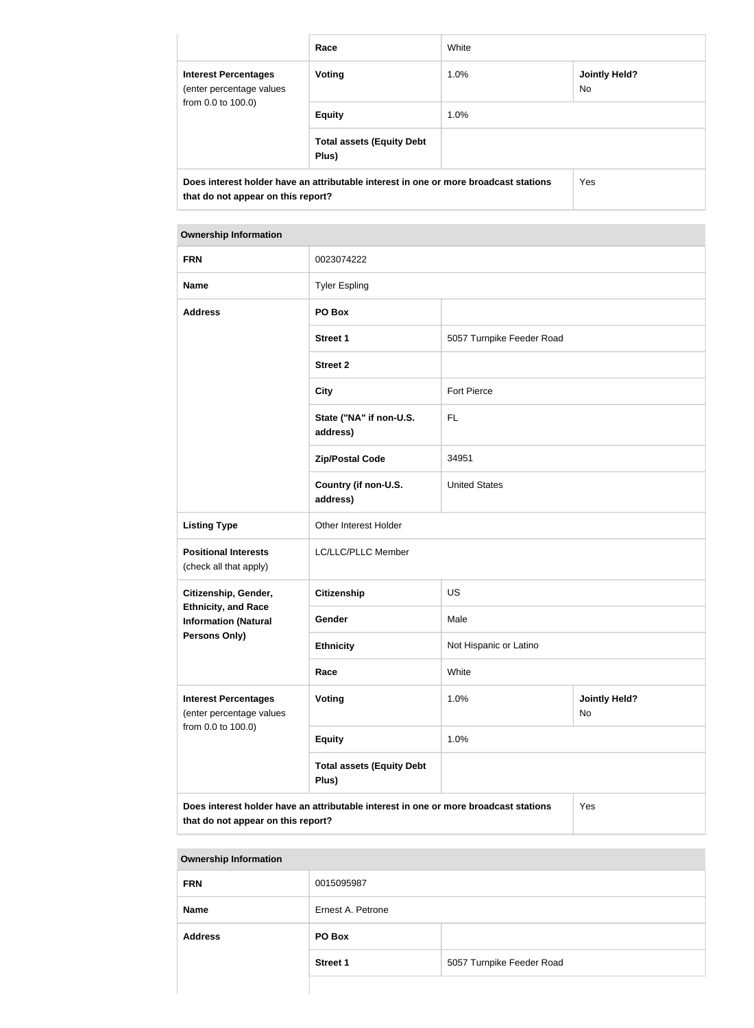| | Race | White | |
|---|---|---|---|
| **Interest Percentages** (enter percentage values from 0.0 to 100.0) | **Voting** | 1.0% | **Jointly Held?** No |
| | **Equity** | 1.0% | |
| | **Total assets (Equity Debt Plus)** | | |
| **Does interest holder have an attributable interest in one or more broadcast stations that do not appear on this report?** | | | Yes |

| **Ownership Information** | | | |
|---|---|---|---|
| **FRN** | 0023074222 | | |
| **Name** | Tyler Espling | | |
| **Address** | **PO Box** | | |
| | **Street 1** | 5057 Turnpike Feeder Road | |
| | **Street 2** | | |
| | **City** | Fort Pierce | |
| | **State ("NA" if non-U.S. address)** | FL | |
| | **Zip/Postal Code** | 34951 | |
| | **Country (if non-U.S. address)** | United States | |
| **Listing Type** | Other Interest Holder | | |
| **Positional Interests** (check all that apply) | LC/LLC/PLLC Member | | |
| **Citizenship, Gender, Ethnicity, and Race Information (Natural Persons Only)** | **Citizenship** | US | |
| | **Gender** | Male | |
| | **Ethnicity** | Not Hispanic or Latino | |
| | **Race** | White | |
| **Interest Percentages** (enter percentage values from 0.0 to 100.0) | **Voting** | 1.0% | **Jointly Held?** No |
| | **Equity** | 1.0% | |
| | **Total assets (Equity Debt Plus)** | | |
| **Does interest holder have an attributable interest in one or more broadcast stations that do not appear on this report?** | | | Yes |

| **Ownership Information** | | |
|---|---|---|
| **FRN** | 0015095987 | |
| **Name** | Ernest A. Petrone | |
| **Address** | **PO Box** | |
| | **Street 1** | 5057 Turnpike Feeder Road |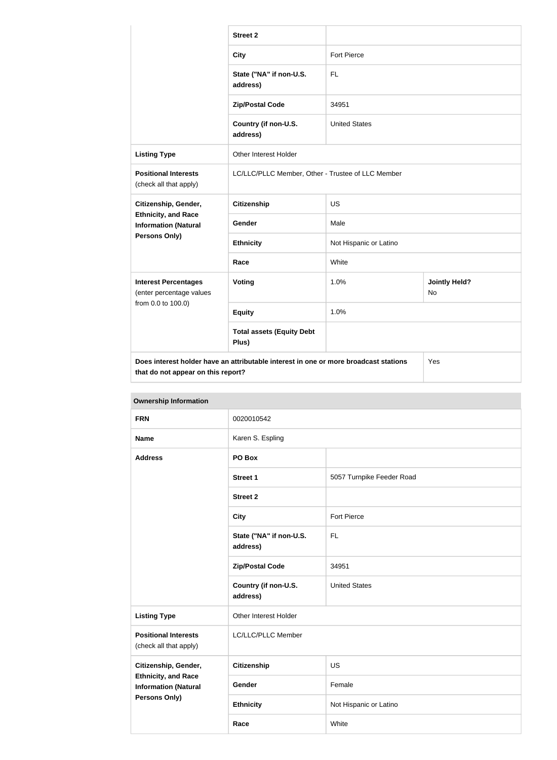| | | | |
|---|---|---|---|
| | **Street 2** | | |
| | **City** | Fort Pierce | |
| | **State ("NA" if non-U.S. address)** | FL | |
| | **Zip/Postal Code** | 34951 | |
| | **Country (if non-U.S. address)** | United States | |
| **Listing Type** | Other Interest Holder | | |
| **Positional Interests** (check all that apply) | LC/LLC/PLLC Member, Other - Trustee of LLC Member | | |
| **Citizenship, Gender, Ethnicity, and Race Information (Natural Persons Only)** | **Citizenship** | US | |
| | **Gender** | Male | |
| | **Ethnicity** | Not Hispanic or Latino | |
| | **Race** | White | |
| **Interest Percentages** (enter percentage values from 0.0 to 100.0) | **Voting** | 1.0% | **Jointly Held?** No |
| | **Equity** | 1.0% | |
| | **Total assets (Equity Debt Plus)** | | |
| **Does interest holder have an attributable interest in one or more broadcast stations that do not appear on this report?** | | | Yes |

**Ownership Information**

| | | |
|---|---|---|
| **FRN** | 0020010542 | |
| **Name** | Karen S. Espling | |
| **Address** | **PO Box** | |
| | **Street 1** | 5057 Turnpike Feeder Road |
| | **Street 2** | |
| | **City** | Fort Pierce |
| | **State ("NA" if non-U.S. address)** | FL |
| | **Zip/Postal Code** | 34951 |
| | **Country (if non-U.S. address)** | United States |
| **Listing Type** | Other Interest Holder | |
| **Positional Interests** (check all that apply) | LC/LLC/PLLC Member | |
| **Citizenship, Gender, Ethnicity, and Race Information (Natural Persons Only)** | **Citizenship** | US |
| | **Gender** | Female |
| | **Ethnicity** | Not Hispanic or Latino |
| | **Race** | White |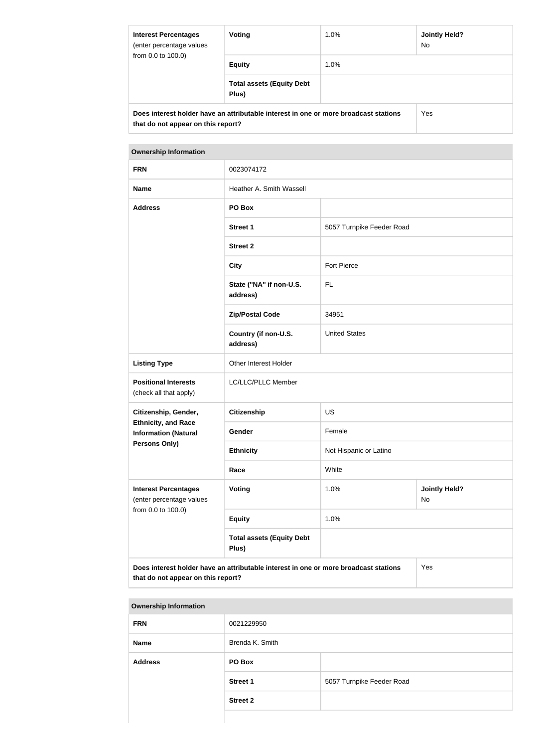| Interest Percentages (enter percentage values from 0.0 to 100.0) | Voting | 1.0% | Jointly Held? No |
| --- | --- | --- | --- |
| | Equity | 1.0% | |
| | Total assets (Equity Debt Plus) | | |
| Does interest holder have an attributable interest in one or more broadcast stations that do not appear on this report? | | | Yes |

| Ownership Information | | | |
| --- | --- | --- | --- |
| FRN | 0023074172 | | |
| Name | Heather A. Smith Wassell | | |
| Address | PO Box | | |
| | Street 1 | 5057 Turnpike Feeder Road | |
| | Street 2 | | |
| | City | Fort Pierce | |
| | State ("NA" if non-U.S. address) | FL | |
| | Zip/Postal Code | 34951 | |
| | Country (if non-U.S. address) | United States | |
| Listing Type | Other Interest Holder | | |
| Positional Interests (check all that apply) | LC/LLC/PLLC Member | | |
| Citizenship, Gender, Ethnicity, and Race Information (Natural Persons Only) | Citizenship | US | |
| | Gender | Female | |
| | Ethnicity | Not Hispanic or Latino | |
| | Race | White | |
| Interest Percentages (enter percentage values from 0.0 to 100.0) | Voting | 1.0% | Jointly Held? No |
| | Equity | 1.0% | |
| | Total assets (Equity Debt Plus) | | |
| Does interest holder have an attributable interest in one or more broadcast stations that do not appear on this report? | | | Yes |

| Ownership Information | | |
| --- | --- | --- |
| FRN | 0021229950 | |
| Name | Brenda K. Smith | |
| Address | PO Box | |
| | Street 1 | 5057 Turnpike Feeder Road |
| | Street 2 | |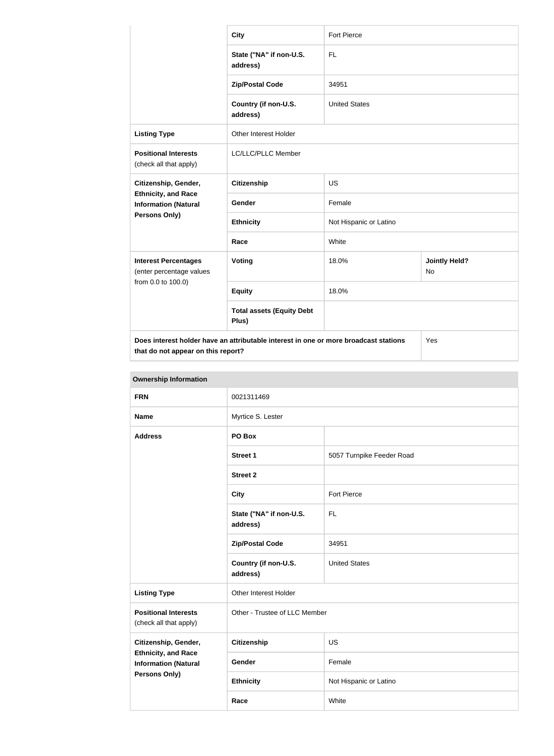| | | | |
|---|---|---|---|
| | **City** | Fort Pierce | |
| | **State ("NA" if non-U.S. address)** | FL | |
| | **Zip/Postal Code** | 34951 | |
| | **Country (if non-U.S. address)** | United States | |
| **Listing Type** | Other Interest Holder | | |
| **Positional Interests** (check all that apply) | LC/LLC/PLLC Member | | |
| **Citizenship, Gender, Ethnicity, and Race Information (Natural Persons Only)** | **Citizenship** | US | |
| | **Gender** | Female | |
| | **Ethnicity** | Not Hispanic or Latino | |
| | **Race** | White | |
| **Interest Percentages** (enter percentage values from 0.0 to 100.0) | **Voting** | 18.0% | **Jointly Held?** No |
| | **Equity** | 18.0% | |
| | **Total assets (Equity Debt Plus)** | | |
| **Does interest holder have an attributable interest in one or more broadcast stations that do not appear on this report?** | | | Yes |

| **Ownership Information** | | |
|---|---|---|
| **FRN** | 0021311469 | |
| **Name** | Myrtice S. Lester | |
| **Address** | **PO Box** | |
| | **Street 1** | 5057 Turnpike Feeder Road |
| | **Street 2** | |
| | **City** | Fort Pierce |
| | **State ("NA" if non-U.S. address)** | FL |
| | **Zip/Postal Code** | 34951 |
| | **Country (if non-U.S. address)** | United States |
| **Listing Type** | Other Interest Holder | |
| **Positional Interests** (check all that apply) | Other - Trustee of LLC Member | |
| **Citizenship, Gender, Ethnicity, and Race Information (Natural Persons Only)** | **Citizenship** | US |
| | **Gender** | Female |
| | **Ethnicity** | Not Hispanic or Latino |
| | **Race** | White |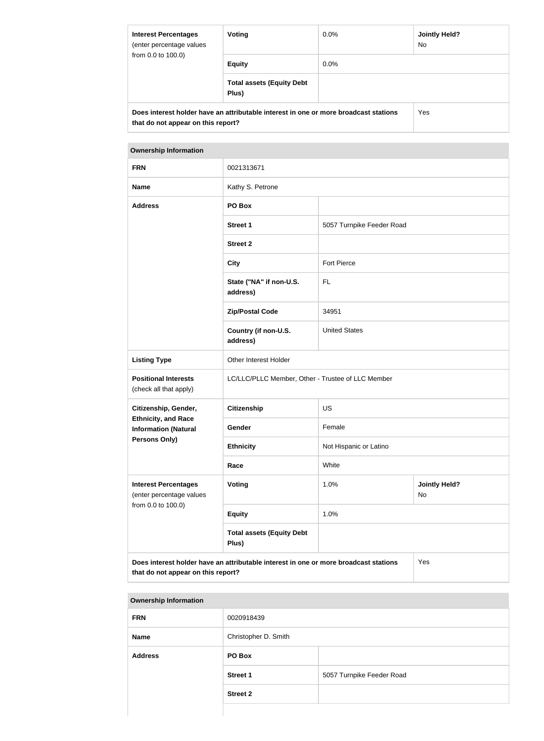| Interest Percentages (enter percentage values from 0.0 to 100.0) | Voting | 0.0% | Jointly Held? No |
|---|---|---|---|
| | Equity | 0.0% | |
| | Total assets (Equity Debt Plus) | | |
| Does interest holder have an attributable interest in one or more broadcast stations that do not appear on this report? | | | Yes |

| Ownership Information | | | |
|---|---|---|---|
| FRN | 0021313671 | | |
| Name | Kathy S. Petrone | | |
| Address | PO Box | | |
| | Street 1 | 5057 Turnpike Feeder Road | |
| | Street 2 | | |
| | City | Fort Pierce | |
| | State ("NA" if non-U.S. address) | FL | |
| | Zip/Postal Code | 34951 | |
| | Country (if non-U.S. address) | United States | |
| Listing Type | Other Interest Holder | | |
| Positional Interests (check all that apply) | LC/LLC/PLLC Member, Other - Trustee of LLC Member | | |
| Citizenship, Gender, Ethnicity, and Race Information (Natural Persons Only) | Citizenship | US | |
| | Gender | Female | |
| | Ethnicity | Not Hispanic or Latino | |
| | Race | White | |
| Interest Percentages (enter percentage values from 0.0 to 100.0) | Voting | 1.0% | Jointly Held? No |
| | Equity | 1.0% | |
| | Total assets (Equity Debt Plus) | | |
| Does interest holder have an attributable interest in one or more broadcast stations that do not appear on this report? | | | Yes |

| Ownership Information | | |
|---|---|---|
| FRN | 0020918439 | |
| Name | Christopher D. Smith | |
| Address | PO Box | |
| | Street 1 | 5057 Turnpike Feeder Road |
| | Street 2 | |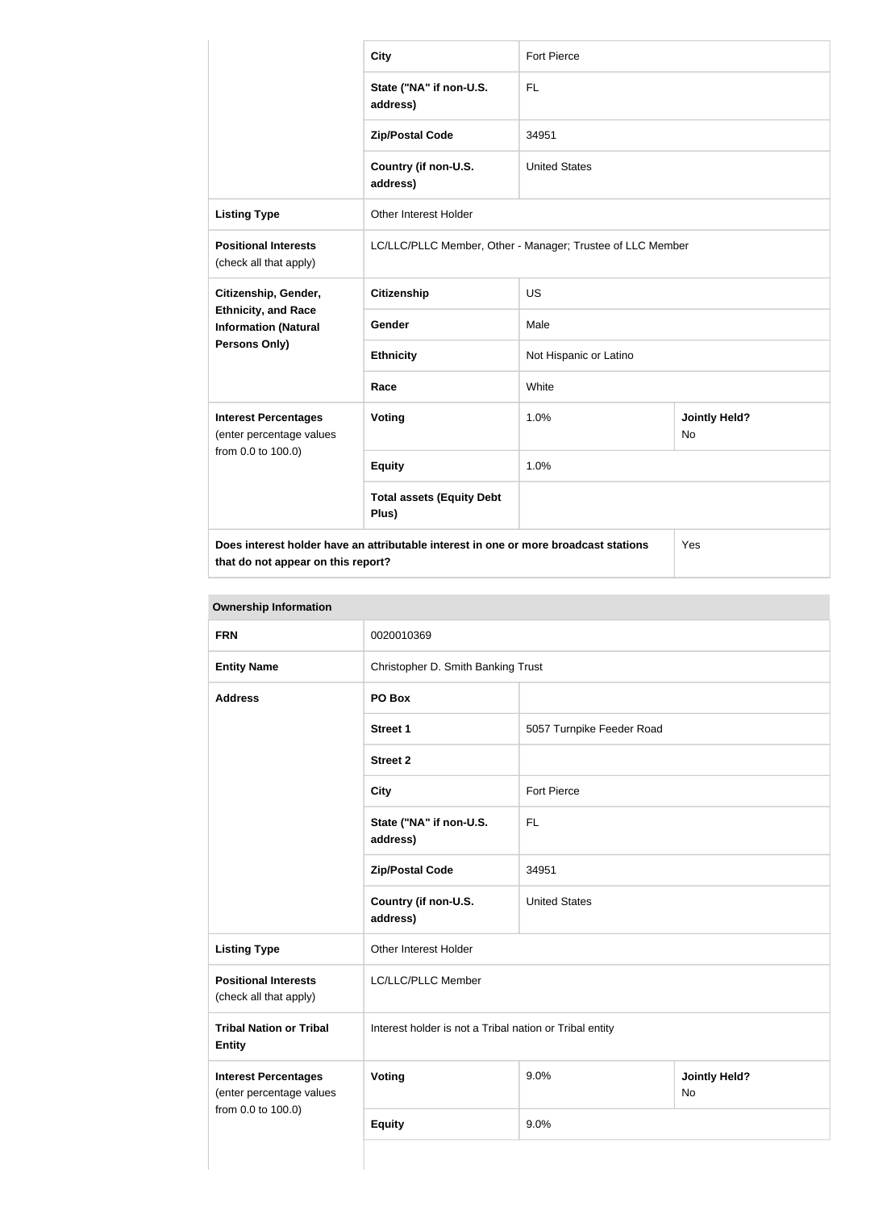| | | | |
|---|---|---|---|
| | **City** | Fort Pierce | |
| | **State ("NA" if non-U.S. address)** | FL | |
| | **Zip/Postal Code** | 34951 | |
| | **Country (if non-U.S. address)** | United States | |
| **Listing Type** | Other Interest Holder | | |
| **Positional Interests** (check all that apply) | LC/LLC/PLLC Member, Other - Manager; Trustee of LLC Member | | |
| **Citizenship, Gender, Ethnicity, and Race Information (Natural Persons Only)** | **Citizenship** | US | |
| | **Gender** | Male | |
| | **Ethnicity** | Not Hispanic or Latino | |
| | **Race** | White | |
| **Interest Percentages** (enter percentage values from 0.0 to 100.0) | **Voting** | 1.0% | **Jointly Held?** No |
| | **Equity** | 1.0% | |
| | **Total assets (Equity Debt Plus)** | | |
| **Does interest holder have an attributable interest in one or more broadcast stations that do not appear on this report?** | | | Yes |

| **Ownership Information** | | | |
|---|---|---|---|
| **FRN** | 0020010369 | | |
| **Entity Name** | Christopher D. Smith Banking Trust | | |
| **Address** | **PO Box** | | |
| | **Street 1** | 5057 Turnpike Feeder Road | |
| | **Street 2** | | |
| | **City** | Fort Pierce | |
| | **State ("NA" if non-U.S. address)** | FL | |
| | **Zip/Postal Code** | 34951 | |
| | **Country (if non-U.S. address)** | United States | |
| **Listing Type** | Other Interest Holder | | |
| **Positional Interests** (check all that apply) | LC/LLC/PLLC Member | | |
| **Tribal Nation or Tribal Entity** | Interest holder is not a Tribal nation or Tribal entity | | |
| **Interest Percentages** (enter percentage values from 0.0 to 100.0) | **Voting** | 9.0% | **Jointly Held?** No |
| | **Equity** | 9.0% | |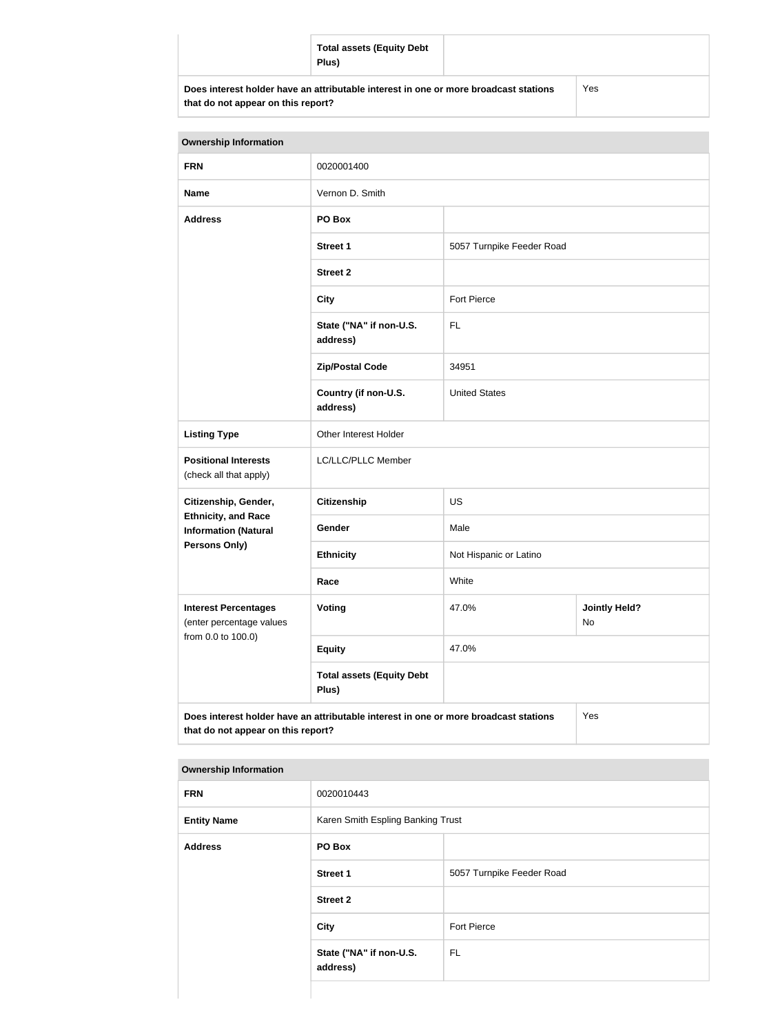| | | |
|---|---|---|
| | **Total assets (Equity Debt Plus)** | |
| **Does interest holder have an attributable interest in one or more broadcast stations that do not appear on this report?** | | Yes |

| **Ownership Information** | | | |
|---|---|---|---|
| **FRN** | 0020001400 | | |
| **Name** | Vernon D. Smith | | |
| **Address** | **PO Box** | | |
| | **Street 1** | 5057 Turnpike Feeder Road | |
| | **Street 2** | | |
| | **City** | Fort Pierce | |
| | **State ("NA" if non-U.S. address)** | FL | |
| | **Zip/Postal Code** | 34951 | |
| | **Country (if non-U.S. address)** | United States | |
| **Listing Type** | Other Interest Holder | | |
| **Positional Interests** (check all that apply) | LC/LLC/PLLC Member | | |
| **Citizenship, Gender, Ethnicity, and Race Information (Natural Persons Only)** | **Citizenship** | US | |
| | **Gender** | Male | |
| | **Ethnicity** | Not Hispanic or Latino | |
| | **Race** | White | |
| **Interest Percentages** (enter percentage values from 0.0 to 100.0) | **Voting** | 47.0% | **Jointly Held?** No |
| | **Equity** | 47.0% | |
| | **Total assets (Equity Debt Plus)** | | |
| **Does interest holder have an attributable interest in one or more broadcast stations that do not appear on this report?** | | | Yes |

| **Ownership Information** | | |
|---|---|---|
| **FRN** | 0020010443 | |
| **Entity Name** | Karen Smith Espling Banking Trust | |
| **Address** | **PO Box** | |
| | **Street 1** | 5057 Turnpike Feeder Road |
| | **Street 2** | |
| | **City** | Fort Pierce |
| | **State ("NA" if non-U.S. address)** | FL |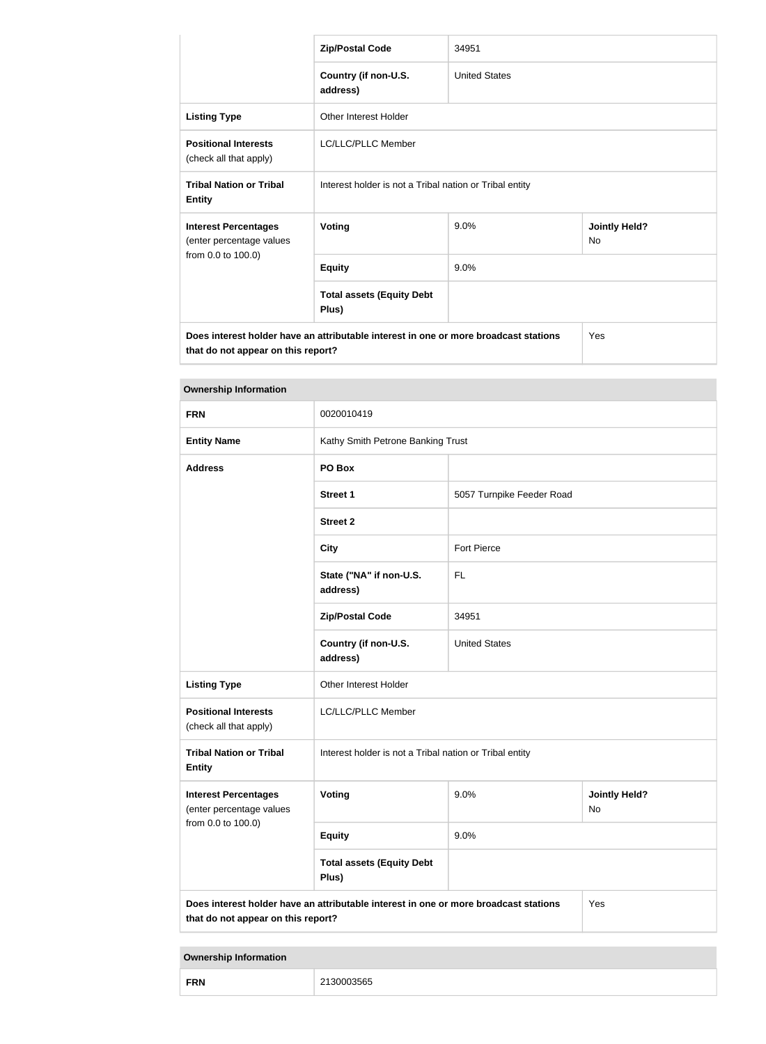| | | | |
|---|---|---|---|
| | Zip/Postal Code | 34951 | |
| | Country (if non-U.S. address) | United States | |
| **Listing Type** | Other Interest Holder | | |
| **Positional Interests** (check all that apply) | LC/LLC/PLLC Member | | |
| **Tribal Nation or Tribal Entity** | Interest holder is not a Tribal nation or Tribal entity | | |
| **Interest Percentages** (enter percentage values from 0.0 to 100.0) | **Voting** | 9.0% | **Jointly Held?** No |
| | **Equity** | 9.0% | |
| | **Total assets (Equity Debt Plus)** | | |
| **Does interest holder have an attributable interest in one or more broadcast stations that do not appear on this report?** | | | Yes |

| **Ownership Information** | | | |
|---|---|---|---|
| **FRN** | 0020010419 | | |
| **Entity Name** | Kathy Smith Petrone Banking Trust | | |
| **Address** | **PO Box** | | |
| | **Street 1** | 5057 Turnpike Feeder Road | |
| | **Street 2** | | |
| | **City** | Fort Pierce | |
| | **State ("NA" if non-U.S. address)** | FL | |
| | **Zip/Postal Code** | 34951 | |
| | **Country (if non-U.S. address)** | United States | |
| **Listing Type** | Other Interest Holder | | |
| **Positional Interests** (check all that apply) | LC/LLC/PLLC Member | | |
| **Tribal Nation or Tribal Entity** | Interest holder is not a Tribal nation or Tribal entity | | |
| **Interest Percentages** (enter percentage values from 0.0 to 100.0) | **Voting** | 9.0% | **Jointly Held?** No |
| | **Equity** | 9.0% | |
| | **Total assets (Equity Debt Plus)** | | |
| **Does interest holder have an attributable interest in one or more broadcast stations that do not appear on this report?** | | | Yes |

| **Ownership Information** | |
|---|---|
| **FRN** | 2130003565 |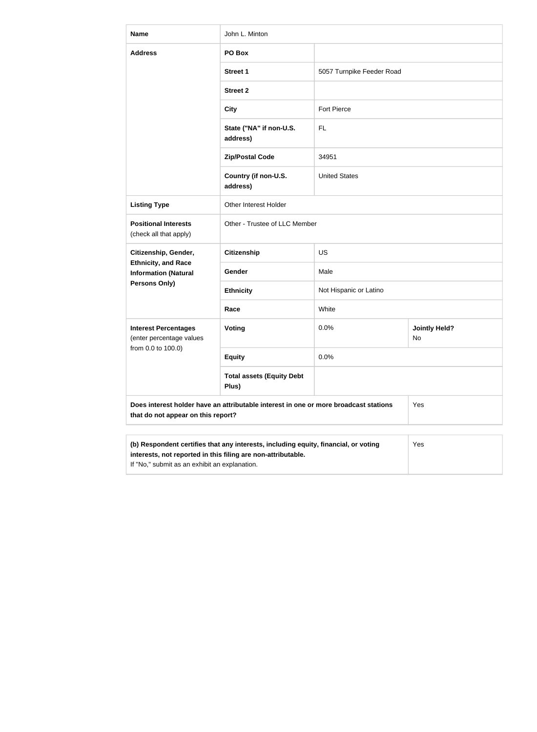| Name | John L. Minton | | |
|---|---|---|---|
| Address | PO Box | | |
| | Street 1 | 5057 Turnpike Feeder Road | |
| | Street 2 | | |
| | City | Fort Pierce | |
| | State ("NA" if non-U.S. address) | FL | |
| | Zip/Postal Code | 34951 | |
| | Country (if non-U.S. address) | United States | |
| Listing Type | Other Interest Holder | | |
| Positional Interests (check all that apply) | Other - Trustee of LLC Member | | |
| Citizenship, Gender, Ethnicity, and Race Information (Natural Persons Only) | Citizenship | US | |
| | Gender | Male | |
| | Ethnicity | Not Hispanic or Latino | |
| | Race | White | |
| Interest Percentages (enter percentage values from 0.0 to 100.0) | Voting | 0.0% | Jointly Held? No |
| | Equity | 0.0% | |
| | Total assets (Equity Debt Plus) | | |
| Does interest holder have an attributable interest in one or more broadcast stations that do not appear on this report? | | | Yes |

| (b) Respondent certifies that any interests, including equity, financial, or voting interests, not reported in this filing are non-attributable. If "No," submit as an exhibit an explanation. | Yes |
|---|---|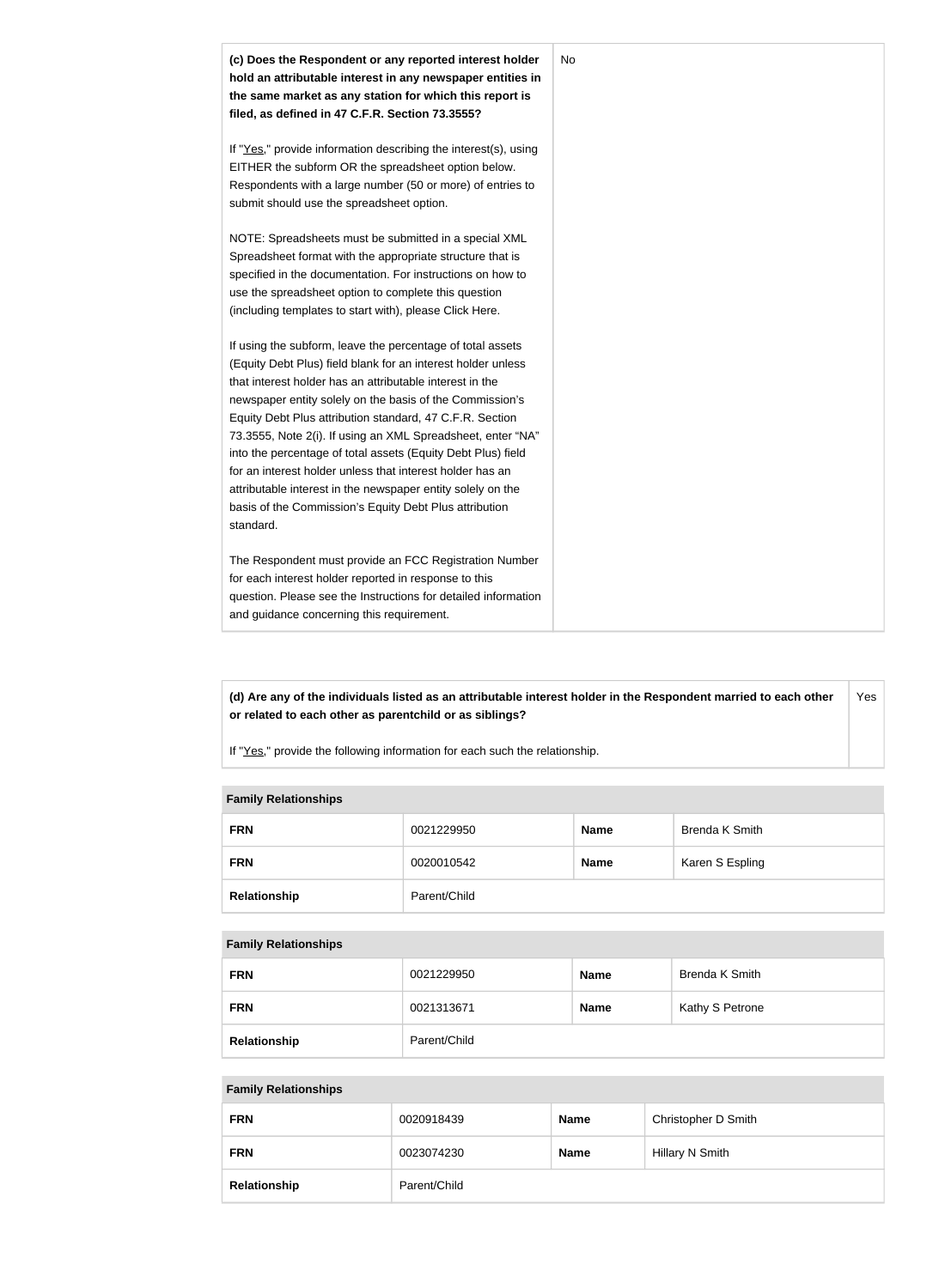| **(c) Does the Respondent or any reported interest holder hold an attributable interest in any newspaper entities in the same market as any station for which this report is filed, as defined in 47 C.F.R. Section 73.3555?**<br><br>If "Yes," provide information describing the interest(s), using EITHER the subform OR the spreadsheet option below. Respondents with a large number (50 or more) of entries to submit should use the spreadsheet option.<br><br>NOTE: Spreadsheets must be submitted in a special XML Spreadsheet format with the appropriate structure that is specified in the documentation. For instructions on how to use the spreadsheet option to complete this question (including templates to start with), please Click Here.<br><br>If using the subform, leave the percentage of total assets (Equity Debt Plus) field blank for an interest holder unless that interest holder has an attributable interest in the newspaper entity solely on the basis of the Commission's Equity Debt Plus attribution standard, 47 C.F.R. Section 73.3555, Note 2(i). If using an XML Spreadsheet, enter "NA" into the percentage of total assets (Equity Debt Plus) field for an interest holder unless that interest holder has an attributable interest in the newspaper entity solely on the basis of the Commission's Equity Debt Plus attribution standard.<br><br>The Respondent must provide an FCC Registration Number for each interest holder reported in response to this question. Please see the Instructions for detailed information and guidance concerning this requirement. | No |
|---|---|

| **(d) Are any of the individuals listed as an attributable interest holder in the Respondent married to each other or related to each other as parentchild or as siblings?**<br><br>If "Yes," provide the following information for each such the relationship. | Yes |
|---|---|

| **Family Relationships** | | | |
|---|---|---|---|
| **FRN** | 0021229950 | **Name** | Brenda K Smith |
| **FRN** | 0020010542 | **Name** | Karen S Espling |
| **Relationship** | Parent/Child | | |

| **Family Relationships** | | | |
|---|---|---|---|
| **FRN** | 0021229950 | **Name** | Brenda K Smith |
| **FRN** | 0021313671 | **Name** | Kathy S Petrone |
| **Relationship** | Parent/Child | | |

| **Family Relationships** | | | |
|---|---|---|---|
| **FRN** | 0020918439 | **Name** | Christopher D Smith |
| **FRN** | 0023074230 | **Name** | Hillary N Smith |
| **Relationship** | Parent/Child | | |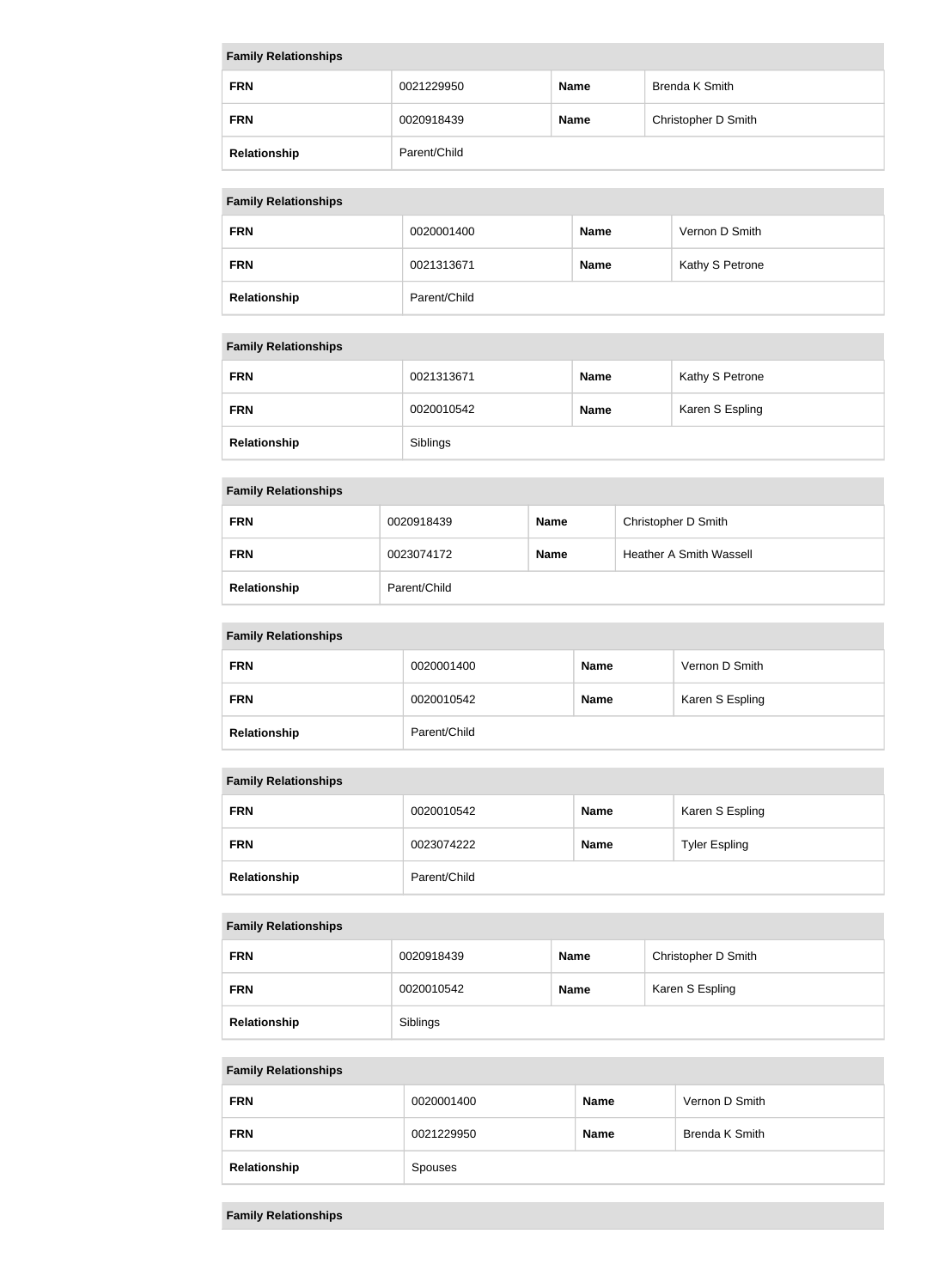| Family Relationships | | | |
|---|---|---|---|
| **FRN** | 0021229950 | **Name** | Brenda K Smith |
| **FRN** | 0020918439 | **Name** | Christopher D Smith |
| **Relationship** | Parent/Child | | |

| Family Relationships | | | |
|---|---|---|---|
| **FRN** | 0020001400 | **Name** | Vernon D Smith |
| **FRN** | 0021313671 | **Name** | Kathy S Petrone |
| **Relationship** | Parent/Child | | |

| Family Relationships | | | |
|---|---|---|---|
| **FRN** | 0021313671 | **Name** | Kathy S Petrone |
| **FRN** | 0020010542 | **Name** | Karen S Espling |
| **Relationship** | Siblings | | |

| Family Relationships | | | |
|---|---|---|---|
| **FRN** | 0020918439 | **Name** | Christopher D Smith |
| **FRN** | 0023074172 | **Name** | Heather A Smith Wassell |
| **Relationship** | Parent/Child | | |

| Family Relationships | | | |
|---|---|---|---|
| **FRN** | 0020001400 | **Name** | Vernon D Smith |
| **FRN** | 0020010542 | **Name** | Karen S Espling |
| **Relationship** | Parent/Child | | |

| Family Relationships | | | |
|---|---|---|---|
| **FRN** | 0020010542 | **Name** | Karen S Espling |
| **FRN** | 0023074222 | **Name** | Tyler Espling |
| **Relationship** | Parent/Child | | |

| Family Relationships | | | |
|---|---|---|---|
| **FRN** | 0020918439 | **Name** | Christopher D Smith |
| **FRN** | 0020010542 | **Name** | Karen S Espling |
| **Relationship** | Siblings | | |

| Family Relationships | | | |
|---|---|---|---|
| **FRN** | 0020001400 | **Name** | Vernon D Smith |
| **FRN** | 0021229950 | **Name** | Brenda K Smith |
| **Relationship** | Spouses | | |

| Family Relationships |
|---|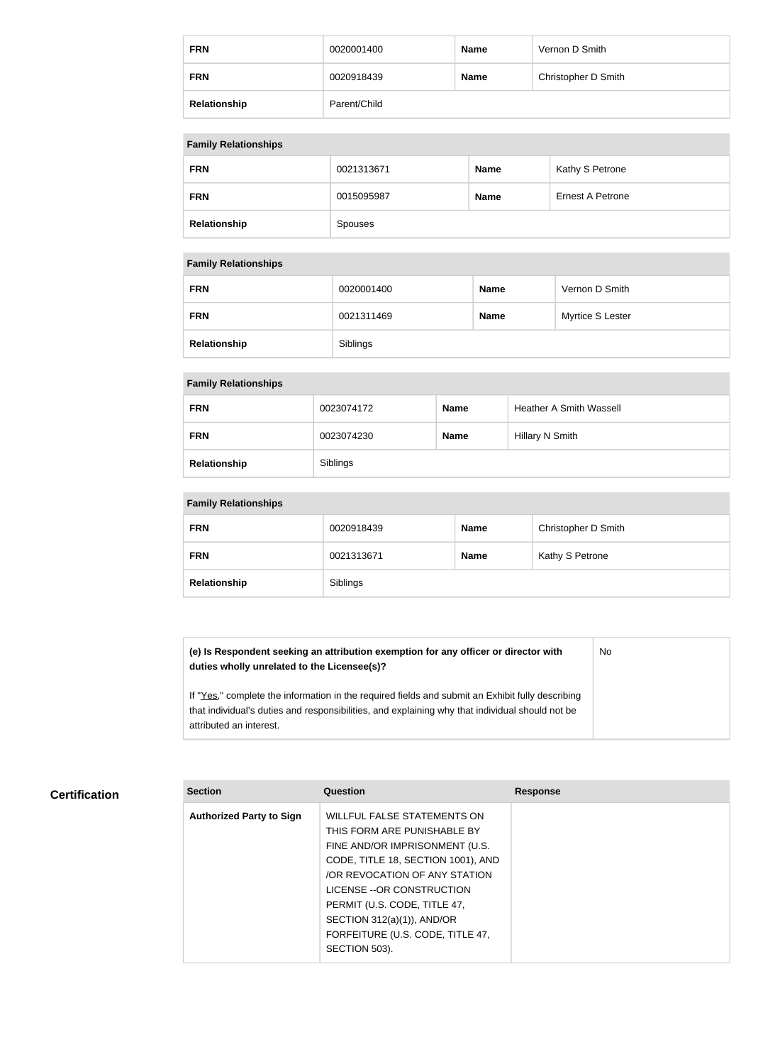| FRN | 0020001400 | Name | Vernon D Smith |
|---|---|---|---|
| FRN | 0020918439 | Name | Christopher D Smith |
| Relationship | Parent/Child | | |

| Family Relationships | | | |
|---|---|---|---|
| FRN | 0021313671 | Name | Kathy S Petrone |
| FRN | 0015095987 | Name | Ernest A Petrone |
| Relationship | Spouses | | |

| Family Relationships | | | |
|---|---|---|---|
| FRN | 0020001400 | Name | Vernon D Smith |
| FRN | 0021311469 | Name | Myrtice S Lester |
| Relationship | Siblings | | |

| Family Relationships | | | |
|---|---|---|---|
| FRN | 0023074172 | Name | Heather A Smith Wassell |
| FRN | 0023074230 | Name | Hillary N Smith |
| Relationship | Siblings | | |

| Family Relationships | | | |
|---|---|---|---|
| FRN | 0020918439 | Name | Christopher D Smith |
| FRN | 0021313671 | Name | Kathy S Petrone |
| Relationship | Siblings | | |

| **(e) Is Respondent seeking an attribution exemption for any officer or director with duties wholly unrelated to the Licensee(s)?**<br><br>If "Yes," complete the information in the required fields and submit an Exhibit fully describing that individual's duties and responsibilities, and explaining why that individual should not be attributed an interest. | No |
|---|---|

## Certification

| Section | Question | Response |
|---|---|---|
| Authorized Party to Sign | WILLFUL FALSE STATEMENTS ON THIS FORM ARE PUNISHABLE BY FINE AND/OR IMPRISONMENT (U.S. CODE, TITLE 18, SECTION 1001), AND /OR REVOCATION OF ANY STATION LICENSE --OR CONSTRUCTION PERMIT (U.S. CODE, TITLE 47, SECTION 312(a)(1)), AND/OR FORFEITURE (U.S. CODE, TITLE 47, SECTION 503). | |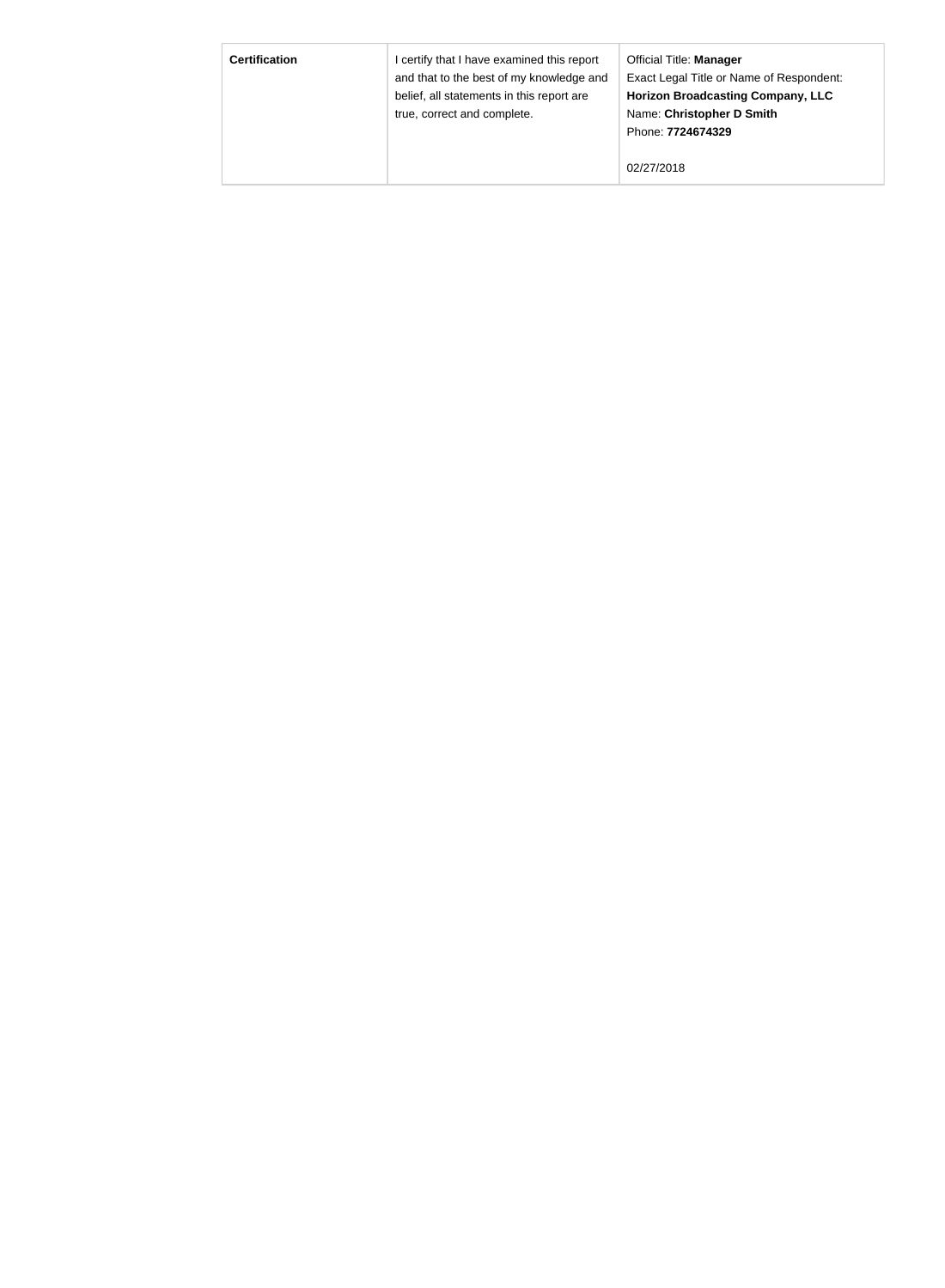| | | |
|---|---|---|
| **Certification** | I certify that I have examined this report and that to the best of my knowledge and belief, all statements in this report are true, correct and complete. | Official Title: **Manager**<br>Exact Legal Title or Name of Respondent: **Horizon Broadcasting Company, LLC**<br>Name: **Christopher D Smith**<br>Phone: **7724674329**<br><br>02/27/2018 |